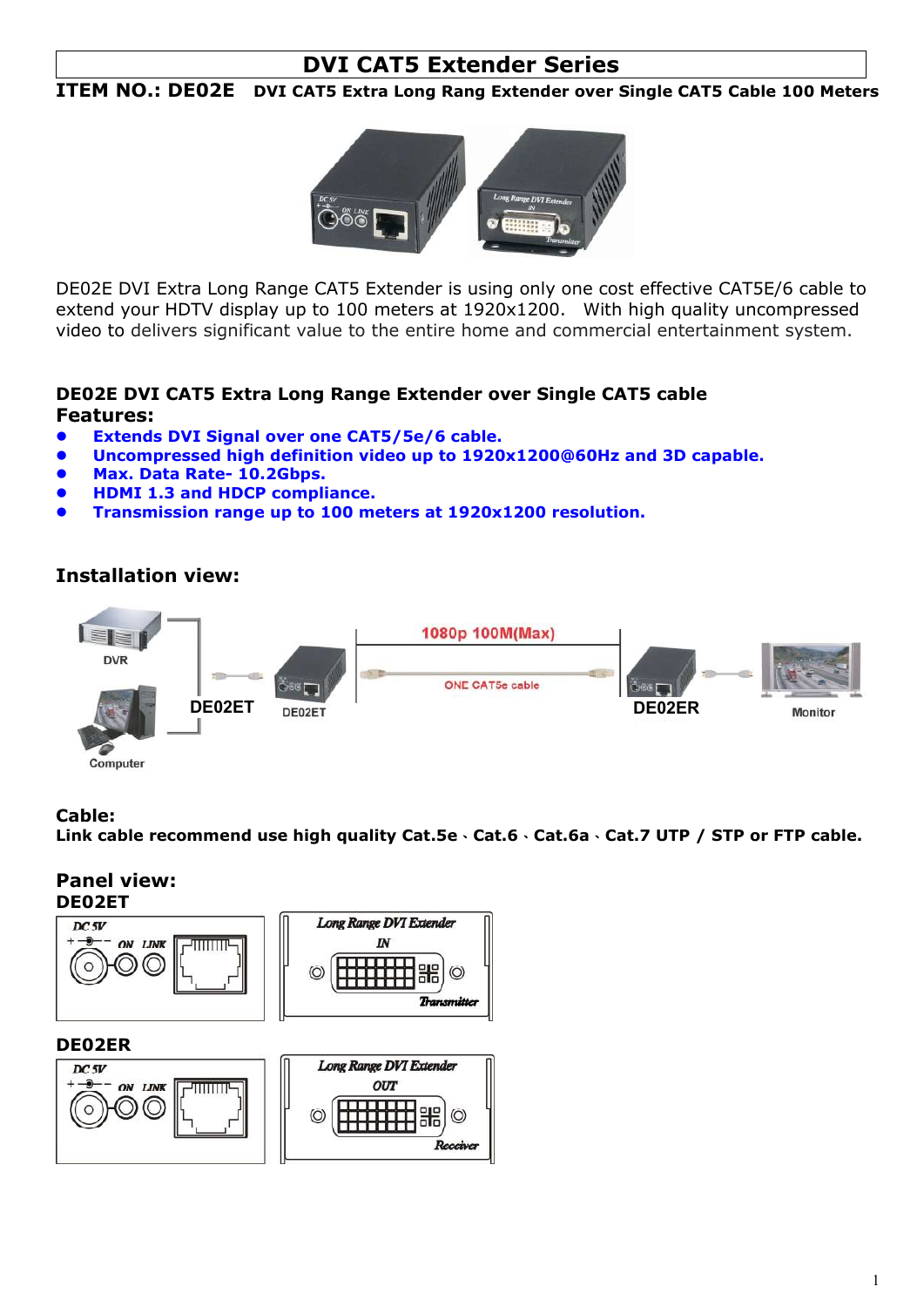# DVI CAT5 Extender Series

**ITEM NO.: DE02E** **DVI CAT5 Extra Long Rang Extender over Single CAT5 Cable 100 Meters**

DE02E DVI Extra Long Range CAT5 Extender is using only one cost effective CAT5E/6 cable to extend your HDTV display up to 100 meters at 1920x1200. With high quality uncompressed video to delivers significant value to the entire home and commercial entertainment system.

## DE02E DVI CAT5 Extra Long Range Extender over Single CAT5 cable

## Features:

- **Extends DVI Signal over one CAT5/5e/6 cable.**
- **Uncompressed high definition video up to 1920x1200@60Hz and 3D capable.**
- **Max. Data Rate- 10.2Gbps.**
- **HDMI 1.3 and HDCP compliance.**
- **Transmission range up to 100 meters at 1920x1200 resolution.**

## Installation view:

DVR

Computer

DE02ET

DE02ET

1080p 100M(Max)

ONE CAT5e cable

DE02ER

Monitor

## Cable:

**Link cable recommend use high quality Cat.5e、Cat.6、Cat.6a、Cat.7 UTP / STP or FTP cable.**

## Panel view:

### DE02ET

DC 5V ON LINK

Long Range DVI Extender IN Transmitter

### DE02ER

DC 5V ON LINK

Long Range DVI Extender OUT Receiver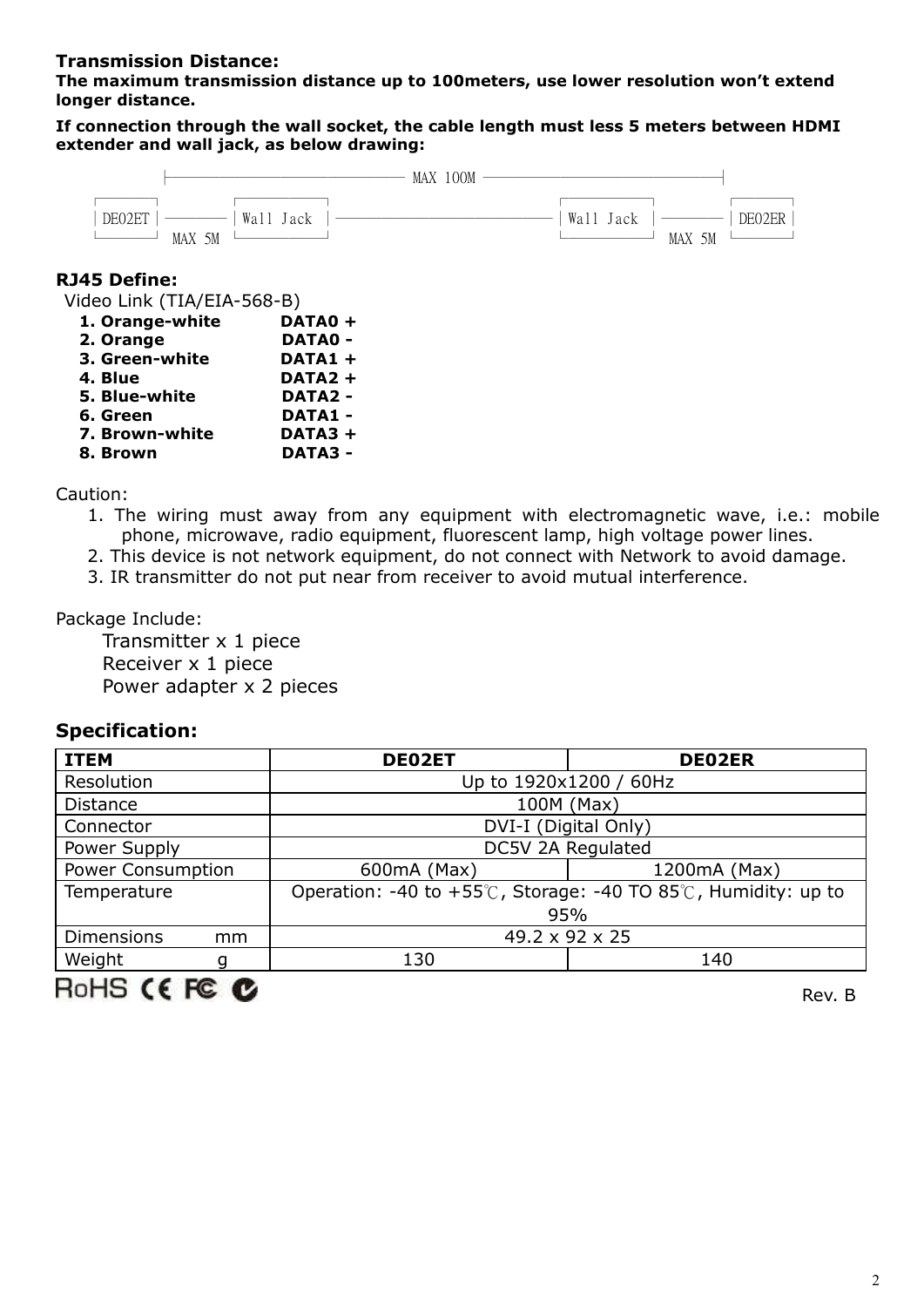**Transmission Distance:**

**The maximum transmission distance up to 100meters, use lower resolution won't extend longer distance.**

**If connection through the wall socket, the cable length must less 5 meters between HDMI extender and wall jack, as below drawing:**

```
                |──────────────────── MAX 100M ────────────────────|
┌──────┐         ┌───────────┐                         ┌───────────┐         ┌──────┐
│DE02ET│ ─────── │ Wall Jack │ ─────────────────────── │ Wall Jack │ ─────── │DE02ER│
└──────┘  MAX 5M └───────────┘                         └───────────┘  MAX 5M └──────┘
```

**RJ45 Define:**

Video Link (TIA/EIA-568-B)

| | |
|---|---|
| **1. Orange-white** | **DATA0 +** |
| **2. Orange** | **DATA0 -** |
| **3. Green-white** | **DATA1 +** |
| **4. Blue** | **DATA2 +** |
| **5. Blue-white** | **DATA2 -** |
| **6. Green** | **DATA1 -** |
| **7. Brown-white** | **DATA3 +** |
| **8. Brown** | **DATA3 -** |

Caution:

1. The wiring must away from any equipment with electromagnetic wave, i.e.: mobile phone, microwave, radio equipment, fluorescent lamp, high voltage power lines.
2. This device is not network equipment, do not connect with Network to avoid damage.
3. IR transmitter do not put near from receiver to avoid mutual interference.

Package Include:

Transmitter x 1 piece
Receiver x 1 piece
Power adapter x 2 pieces

**Specification:**

| **ITEM** | **DE02ET** | **DE02ER** |
|---|---|---|
| Resolution | Up to 1920x1200 / 60Hz | |
| Distance | 100M (Max) | |
| Connector | DVI-I (Digital Only) | |
| Power Supply | DC5V 2A Regulated | |
| Power Consumption | 600mA (Max) | 1200mA (Max) |
| Temperature | Operation: -40 to +55℃, Storage: -40 TO 85℃, Humidity: up to 95% | |
| Dimensions mm | 49.2 x 92 x 25 | |
| Weight g | 130 | 140 |

RoHS CE FC

Rev. B